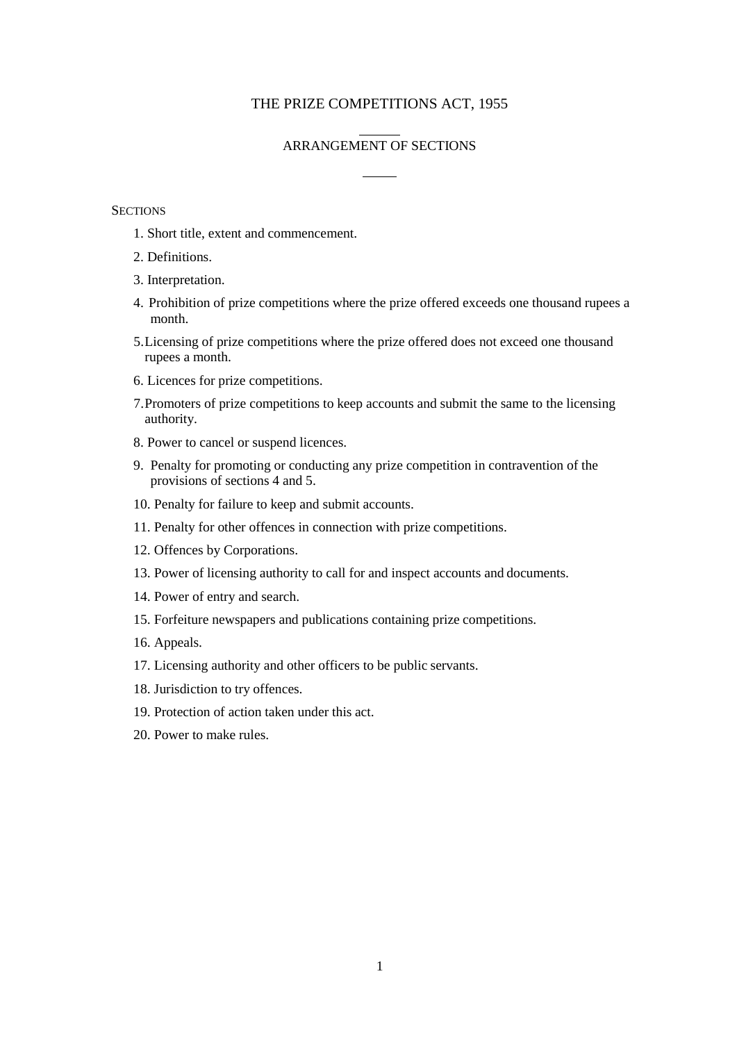# THE PRIZE COMPETITIONS ACT, 1955

## ARRANGEMENT OF SECTIONS

SECTIONS

1. Short title, extent and commencement.
2. Definitions.
3. Interpretation.
4. Prohibition of prize competitions where the prize offered exceeds one thousand rupees a month.
5. Licensing of prize competitions where the prize offered does not exceed one thousand rupees a month.
6. Licences for prize competitions.
7. Promoters of prize competitions to keep accounts and submit the same to the licensing authority.
8. Power to cancel or suspend licences.
9. Penalty for promoting or conducting any prize competition in contravention of the provisions of sections 4 and 5.
10. Penalty for failure to keep and submit accounts.
11. Penalty for other offences in connection with prize competitions.
12. Offences by Corporations.
13. Power of licensing authority to call for and inspect accounts and documents.
14. Power of entry and search.
15. Forfeiture newspapers and publications containing prize competitions.
16. Appeals.
17. Licensing authority and other officers to be public servants.
18. Jurisdiction to try offences.
19. Protection of action taken under this act.
20. Power to make rules.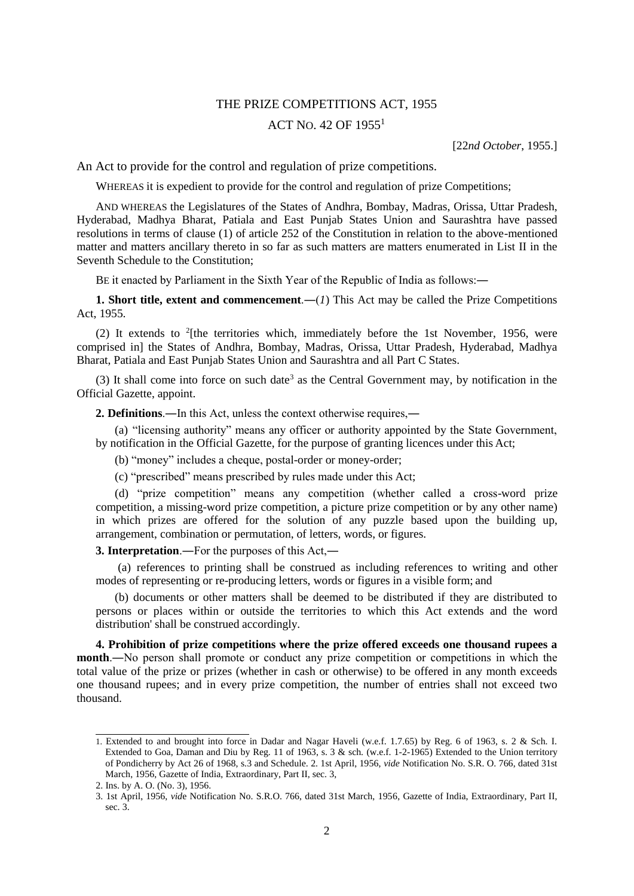# THE PRIZE COMPETITIONS ACT, 1955

## ACT NO. 42 OF 1955[1]

[22*nd October*, 1955.]

An Act to provide for the control and regulation of prize competitions.

WHEREAS it is expedient to provide for the control and regulation of prize Competitions;

AND WHEREAS the Legislatures of the States of Andhra, Bombay, Madras, Orissa, Uttar Pradesh, Hyderabad, Madhya Bharat, Patiala and East Punjab States Union and Saurashtra have passed resolutions in terms of clause (1) of article 252 of the Constitution in relation to the above-mentioned matter and matters ancillary thereto in so far as such matters are matters enumerated in List II in the Seventh Schedule to the Constitution;

BE it enacted by Parliament in the Sixth Year of the Republic of India as follows:―

**1. Short title, extent and commencement**.―(*1*) This Act may be called the Prize Competitions Act, 1955.

(2) It extends to [2][the territories which, immediately before the 1st November, 1956, were comprised in] the States of Andhra, Bombay, Madras, Orissa, Uttar Pradesh, Hyderabad, Madhya Bharat, Patiala and East Punjab States Union and Saurashtra and all Part C States.

(3) It shall come into force on such date[3] as the Central Government may, by notification in the Official Gazette, appoint.

**2. Definitions**.―In this Act, unless the context otherwise requires,―

(a) "licensing authority" means any officer or authority appointed by the State Government, by notification in the Official Gazette, for the purpose of granting licences under this Act;

(b) "money" includes a cheque, postal-order or money-order;

(c) "prescribed" means prescribed by rules made under this Act;

(d) "prize competition" means any competition (whether called a cross-word prize competition, a missing-word prize competition, a picture prize competition or by any other name) in which prizes are offered for the solution of any puzzle based upon the building up, arrangement, combination or permutation, of letters, words, or figures.

**3. Interpretation**.―For the purposes of this Act,―

(a) references to printing shall be construed as including references to writing and other modes of representing or re-producing letters, words or figures in a visible form; and

(b) documents or other matters shall be deemed to be distributed if they are distributed to persons or places within or outside the territories to which this Act extends and the word distribution' shall be construed accordingly.

**4. Prohibition of prize competitions where the prize offered exceeds one thousand rupees a month**.―No person shall promote or conduct any prize competition or competitions in which the total value of the prize or prizes (whether in cash or otherwise) to be offered in any month exceeds one thousand rupees; and in every prize competition, the number of entries shall not exceed two thousand.

---

1. Extended to and brought into force in Dadar and Nagar Haveli (w.e.f. 1.7.65) by Reg. 6 of 1963, s. 2 & Sch. I. Extended to Goa, Daman and Diu by Reg. 11 of 1963, s. 3 & sch. (w.e.f. 1-2-1965) Extended to the Union territory of Pondicherry by Act 26 of 1968, s.3 and Schedule. 2. 1st April, 1956, *vide* Notification No. S.R. O. 766, dated 31st March, 1956, Gazette of India, Extraordinary, Part II, sec. 3,

2. Ins. by A. O. (No. 3), 1956.

3. 1st April, 1956, *vide* Notification No. S.R.O. 766, dated 31st March, 1956, Gazette of India, Extraordinary, Part II, sec. 3.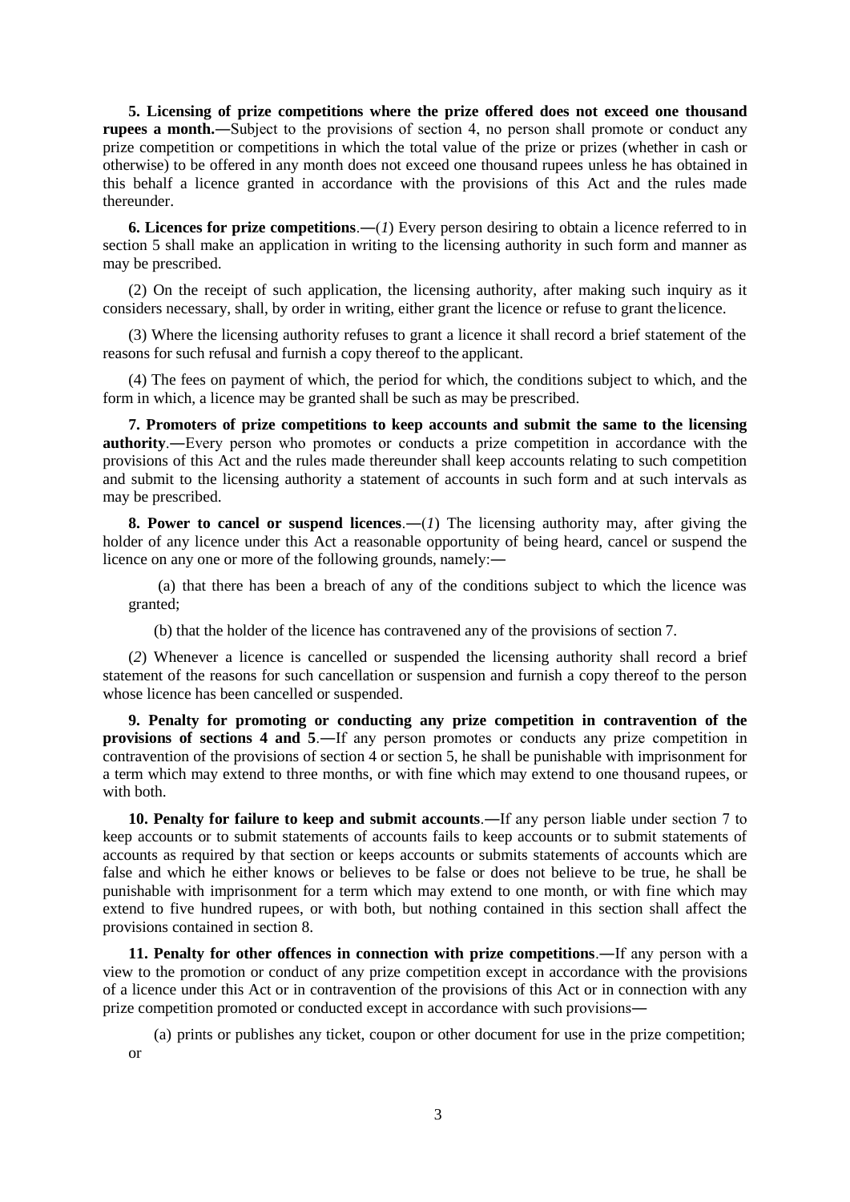**5. Licensing of prize competitions where the prize offered does not exceed one thousand rupees a month.**—Subject to the provisions of section 4, no person shall promote or conduct any prize competition or competitions in which the total value of the prize or prizes (whether in cash or otherwise) to be offered in any month does not exceed one thousand rupees unless he has obtained in this behalf a licence granted in accordance with the provisions of this Act and the rules made thereunder.

**6. Licences for prize competitions**.—(*1*) Every person desiring to obtain a licence referred to in section 5 shall make an application in writing to the licensing authority in such form and manner as may be prescribed.

(2) On the receipt of such application, the licensing authority, after making such inquiry as it considers necessary, shall, by order in writing, either grant the licence or refuse to grant the licence.

(3) Where the licensing authority refuses to grant a licence it shall record a brief statement of the reasons for such refusal and furnish a copy thereof to the applicant.

(4) The fees on payment of which, the period for which, the conditions subject to which, and the form in which, a licence may be granted shall be such as may be prescribed.

**7. Promoters of prize competitions to keep accounts and submit the same to the licensing authority**.—Every person who promotes or conducts a prize competition in accordance with the provisions of this Act and the rules made thereunder shall keep accounts relating to such competition and submit to the licensing authority a statement of accounts in such form and at such intervals as may be prescribed.

**8. Power to cancel or suspend licences**.—(*1*) The licensing authority may, after giving the holder of any licence under this Act a reasonable opportunity of being heard, cancel or suspend the licence on any one or more of the following grounds, namely:—

(a) that there has been a breach of any of the conditions subject to which the licence was granted;

(b) that the holder of the licence has contravened any of the provisions of section 7.

(*2*) Whenever a licence is cancelled or suspended the licensing authority shall record a brief statement of the reasons for such cancellation or suspension and furnish a copy thereof to the person whose licence has been cancelled or suspended.

**9. Penalty for promoting or conducting any prize competition in contravention of the provisions of sections 4 and 5**.—If any person promotes or conducts any prize competition in contravention of the provisions of section 4 or section 5, he shall be punishable with imprisonment for a term which may extend to three months, or with fine which may extend to one thousand rupees, or with both.

**10. Penalty for failure to keep and submit accounts**.—If any person liable under section 7 to keep accounts or to submit statements of accounts fails to keep accounts or to submit statements of accounts as required by that section or keeps accounts or submits statements of accounts which are false and which he either knows or believes to be false or does not believe to be true, he shall be punishable with imprisonment for a term which may extend to one month, or with fine which may extend to five hundred rupees, or with both, but nothing contained in this section shall affect the provisions contained in section 8.

**11. Penalty for other offences in connection with prize competitions**.—If any person with a view to the promotion or conduct of any prize competition except in accordance with the provisions of a licence under this Act or in contravention of the provisions of this Act or in connection with any prize competition promoted or conducted except in accordance with such provisions—

(a) prints or publishes any ticket, coupon or other document for use in the prize competition; or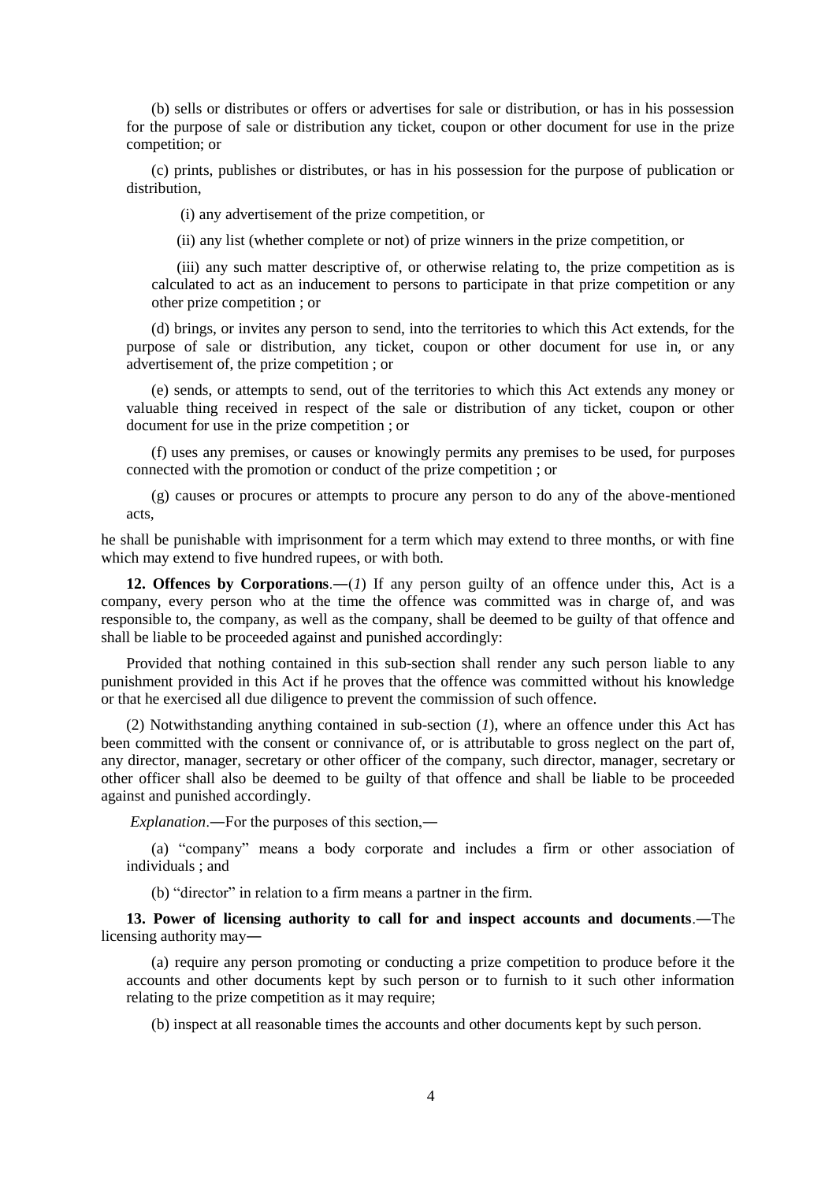(b) sells or distributes or offers or advertises for sale or distribution, or has in his possession for the purpose of sale or distribution any ticket, coupon or other document for use in the prize competition; or

(c) prints, publishes or distributes, or has in his possession for the purpose of publication or distribution,

(i) any advertisement of the prize competition, or

(ii) any list (whether complete or not) of prize winners in the prize competition, or

(iii) any such matter descriptive of, or otherwise relating to, the prize competition as is calculated to act as an inducement to persons to participate in that prize competition or any other prize competition ; or

(d) brings, or invites any person to send, into the territories to which this Act extends, for the purpose of sale or distribution, any ticket, coupon or other document for use in, or any advertisement of, the prize competition ; or

(e) sends, or attempts to send, out of the territories to which this Act extends any money or valuable thing received in respect of the sale or distribution of any ticket, coupon or other document for use in the prize competition ; or

(f) uses any premises, or causes or knowingly permits any premises to be used, for purposes connected with the promotion or conduct of the prize competition ; or

(g) causes or procures or attempts to procure any person to do any of the above-mentioned acts,

he shall be punishable with imprisonment for a term which may extend to three months, or with fine which may extend to five hundred rupees, or with both.

**12. Offences by Corporations**.—(*1*) If any person guilty of an offence under this, Act is a company, every person who at the time the offence was committed was in charge of, and was responsible to, the company, as well as the company, shall be deemed to be guilty of that offence and shall be liable to be proceeded against and punished accordingly:

Provided that nothing contained in this sub-section shall render any such person liable to any punishment provided in this Act if he proves that the offence was committed without his knowledge or that he exercised all due diligence to prevent the commission of such offence.

(2) Notwithstanding anything contained in sub-section (*1*), where an offence under this Act has been committed with the consent or connivance of, or is attributable to gross neglect on the part of, any director, manager, secretary or other officer of the company, such director, manager, secretary or other officer shall also be deemed to be guilty of that offence and shall be liable to be proceeded against and punished accordingly.

*Explanation*.—For the purposes of this section,—

(a) "company" means a body corporate and includes a firm or other association of individuals ; and

(b) "director" in relation to a firm means a partner in the firm.

**13. Power of licensing authority to call for and inspect accounts and documents**.—The licensing authority may—

(a) require any person promoting or conducting a prize competition to produce before it the accounts and other documents kept by such person or to furnish to it such other information relating to the prize competition as it may require;

(b) inspect at all reasonable times the accounts and other documents kept by such person.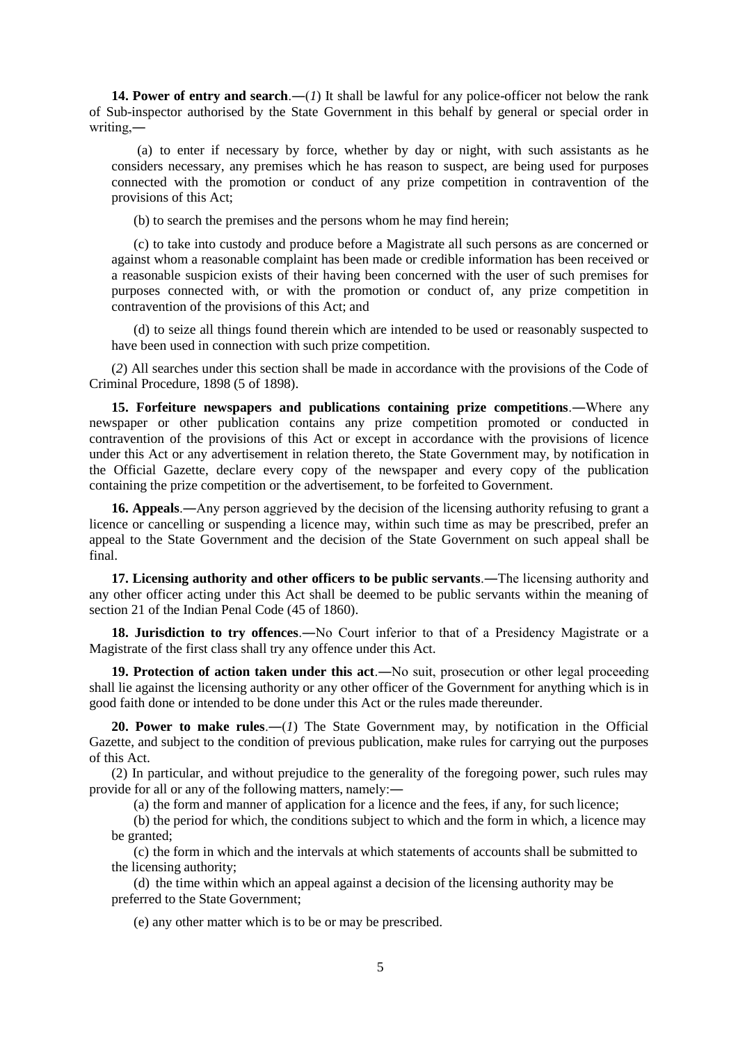**14. Power of entry and search**.―(*1*) It shall be lawful for any police-officer not below the rank of Sub-inspector authorised by the State Government in this behalf by general or special order in writing,―

(a) to enter if necessary by force, whether by day or night, with such assistants as he considers necessary, any premises which he has reason to suspect, are being used for purposes connected with the promotion or conduct of any prize competition in contravention of the provisions of this Act;

(b) to search the premises and the persons whom he may find herein;

(c) to take into custody and produce before a Magistrate all such persons as are concerned or against whom a reasonable complaint has been made or credible information has been received or a reasonable suspicion exists of their having been concerned with the user of such premises for purposes connected with, or with the promotion or conduct of, any prize competition in contravention of the provisions of this Act; and

(d) to seize all things found therein which are intended to be used or reasonably suspected to have been used in connection with such prize competition.

(*2*) All searches under this section shall be made in accordance with the provisions of the Code of Criminal Procedure, 1898 (5 of 1898).

**15. Forfeiture newspapers and publications containing prize competitions**.―Where any newspaper or other publication contains any prize competition promoted or conducted in contravention of the provisions of this Act or except in accordance with the provisions of licence under this Act or any advertisement in relation thereto, the State Government may, by notification in the Official Gazette, declare every copy of the newspaper and every copy of the publication containing the prize competition or the advertisement, to be forfeited to Government.

**16. Appeals**.―Any person aggrieved by the decision of the licensing authority refusing to grant a licence or cancelling or suspending a licence may, within such time as may be prescribed, prefer an appeal to the State Government and the decision of the State Government on such appeal shall be final.

**17. Licensing authority and other officers to be public servants**.―The licensing authority and any other officer acting under this Act shall be deemed to be public servants within the meaning of section 21 of the Indian Penal Code (45 of 1860).

**18. Jurisdiction to try offences**.―No Court inferior to that of a Presidency Magistrate or a Magistrate of the first class shall try any offence under this Act.

**19. Protection of action taken under this act**.―No suit, prosecution or other legal proceeding shall lie against the licensing authority or any other officer of the Government for anything which is in good faith done or intended to be done under this Act or the rules made thereunder.

**20. Power to make rules**.―(*1*) The State Government may, by notification in the Official Gazette, and subject to the condition of previous publication, make rules for carrying out the purposes of this Act.

(2) In particular, and without prejudice to the generality of the foregoing power, such rules may provide for all or any of the following matters, namely:―

(a) the form and manner of application for a licence and the fees, if any, for such licence;

(b) the period for which, the conditions subject to which and the form in which, a licence may be granted;

(c) the form in which and the intervals at which statements of accounts shall be submitted to the licensing authority;

(d) the time within which an appeal against a decision of the licensing authority may be preferred to the State Government;

(e) any other matter which is to be or may be prescribed.